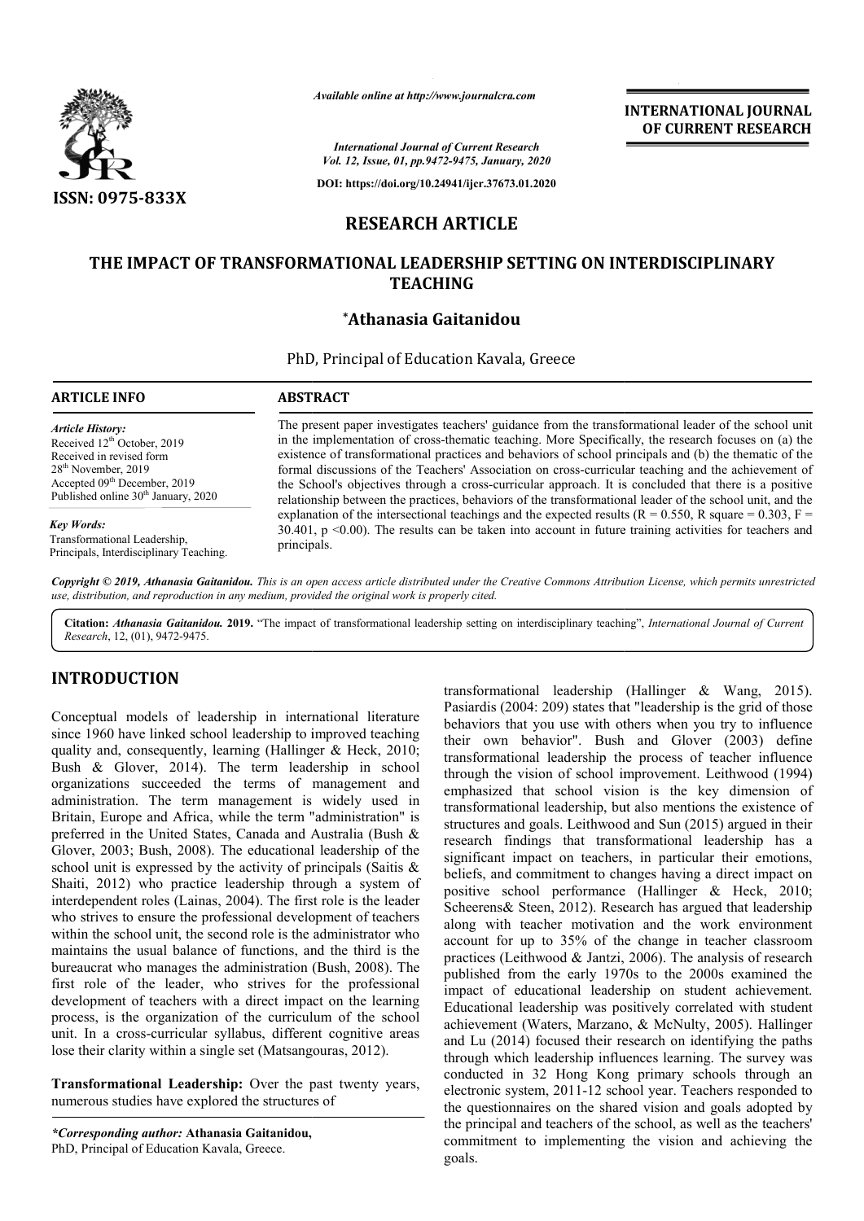ISSN: 0975-833X

*Available online at http://www.journalcra.com*

*International Journal of Current Research*
*Vol. 12, Issue, 01, pp.9472-9475, January, 2020*

**DOI: https://doi.org/10.24941/ijcr.37673.01.2020**

**INTERNATIONAL JOURNAL OF CURRENT RESEARCH**

## RESEARCH ARTICLE

# THE IMPACT OF TRANSFORMATIONAL LEADERSHIP SETTING ON INTERDISCIPLINARY TEACHING

**\*Athanasia Gaitanidou**

PhD, Principal of Education Kavala, Greece

**ARTICLE INFO**

*Article History:*
Received 12th October, 2019
Received in revised form
28th November, 2019
Accepted 09th December, 2019
Published online 30th January, 2020

*Key Words:*
Transformational Leadership,
Principals, Interdisciplinary Teaching.

**ABSTRACT**

The present paper investigates teachers' guidance from the transformational leader of the school unit in the implementation of cross-thematic teaching. More Specifically, the research focuses on (a) the existence of transformational practices and behaviors of school principals and (b) the thematic of the formal discussions of the Teachers' Association on cross-curricular teaching and the achievement of the School's objectives through a cross-curricular approach. It is concluded that there is a positive relationship between the practices, behaviors of the transformational leader of the school unit, and the explanation of the intersectional teachings and the expected results ($R = 0.550$, R square = 0.303, $F = 30.401$, $p < 0.00$). The results can be taken into account in future training activities for teachers and principals.

*Copyright © 2019, Athanasia Gaitanidou. This is an open access article distributed under the Creative Commons Attribution License, which permits unrestricted use, distribution, and reproduction in any medium, provided the original work is properly cited.*

**Citation:** *Athanasia Gaitanidou.* **2019.** "The impact of transformational leadership setting on interdisciplinary teaching", *International Journal of Current Research*, 12, (01), 9472-9475.

## INTRODUCTION

Conceptual models of leadership in international literature since 1960 have linked school leadership to improved teaching quality and, consequently, learning (Hallinger & Heck, 2010; Bush & Glover, 2014). The term leadership in school organizations succeeded the terms of management and administration. The term management is widely used in Britain, Europe and Africa, while the term "administration" is preferred in the United States, Canada and Australia (Bush & Glover, 2003; Bush, 2008). The educational leadership of the school unit is expressed by the activity of principals (Saitis & Shaiti, 2012) who practice leadership through a system of interdependent roles (Lainas, 2004). The first role is the leader who strives to ensure the professional development of teachers within the school unit, the second role is the administrator who maintains the usual balance of functions, and the third is the bureaucrat who manages the administration (Bush, 2008). The first role of the leader, who strives for the professional development of teachers with a direct impact on the learning process, is the organization of the curriculum of the school unit. In a cross-curricular syllabus, different cognitive areas lose their clarity within a single set (Matsangouras, 2012).

**Transformational Leadership:** Over the past twenty years, numerous studies have explored the structures of transformational leadership (Hallinger & Wang, 2015). Pasiardis (2004: 209) states that "leadership is the grid of those behaviors that you use with others when you try to influence their own behavior". Bush and Glover (2003) define transformational leadership the process of teacher influence through the vision of school improvement. Leithwood (1994) emphasized that school vision is the key dimension of transformational leadership, but also mentions the existence of structures and goals. Leithwood and Sun (2015) argued in their research findings that transformational leadership has a significant impact on teachers, in particular their emotions, beliefs, and commitment to changes having a direct impact on positive school performance (Hallinger & Heck, 2010; Scheerens& Steen, 2012). Research has argued that leadership along with teacher motivation and the work environment account for up to 35% of the change in teacher classroom practices (Leithwood & Jantzi, 2006). The analysis of research published from the early 1970s to the 2000s examined the impact of educational leadership on student achievement. Educational leadership was positively correlated with student achievement (Waters, Marzano, & McNulty, 2005). Hallinger and Lu (2014) focused their research on identifying the paths through which leadership influences learning. The survey was conducted in 32 Hong Kong primary schools through an electronic system, 2011-12 school year. Teachers responded to the questionnaires on the shared vision and goals adopted by the principal and teachers of the school, as well as the teachers' commitment to implementing the vision and achieving the goals.

*\*Corresponding author:* **Athanasia Gaitanidou,**
PhD, Principal of Education Kavala, Greece.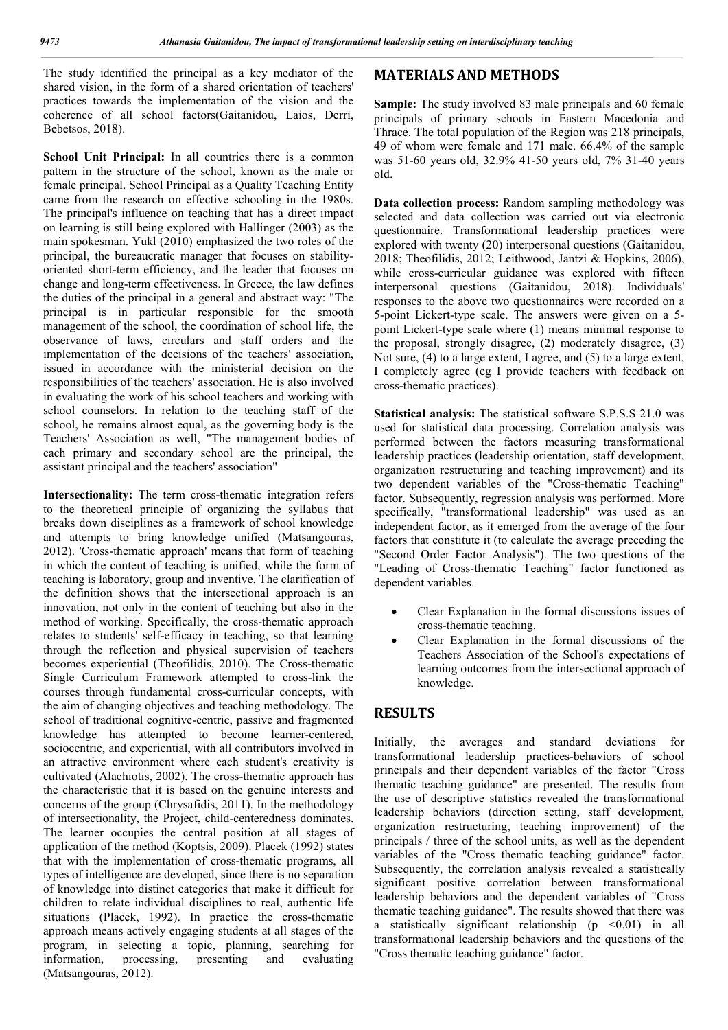The study identified the principal as a key mediator of the shared vision, in the form of a shared orientation of teachers' practices towards the implementation of the vision and the coherence of all school factors(Gaitanidou, Laios, Derri, Bebetsos, 2018).

**School Unit Principal:** In all countries there is a common pattern in the structure of the school, known as the male or female principal. School Principal as a Quality Teaching Entity came from the research on effective schooling in the 1980s. The principal's influence on teaching that has a direct impact on learning is still being explored with Hallinger (2003) as the main spokesman. Yukl (2010) emphasized the two roles of the principal, the bureaucratic manager that focuses on stability-oriented short-term efficiency, and the leader that focuses on change and long-term effectiveness. In Greece, the law defines the duties of the principal in a general and abstract way: "The principal is in particular responsible for the smooth management of the school, the coordination of school life, the observance of laws, circulars and staff orders and the implementation of the decisions of the teachers' association, issued in accordance with the ministerial decision on the responsibilities of the teachers' association. He is also involved in evaluating the work of his school teachers and working with school counselors. In relation to the teaching staff of the school, he remains almost equal, as the governing body is the Teachers' Association as well, "The management bodies of each primary and secondary school are the principal, the assistant principal and the teachers' association"

**Intersectionality:** The term cross-thematic integration refers to the theoretical principle of organizing the syllabus that breaks down disciplines as a framework of school knowledge and attempts to bring knowledge unified (Matsangouras, 2012). 'Cross-thematic approach' means that form of teaching in which the content of teaching is unified, while the form of teaching is laboratory, group and inventive. The clarification of the definition shows that the intersectional approach is an innovation, not only in the content of teaching but also in the method of working. Specifically, the cross-thematic approach relates to students' self-efficacy in teaching, so that learning through the reflection and physical supervision of teachers becomes experiential (Theofilidis, 2010). The Cross-thematic Single Curriculum Framework attempted to cross-link the courses through fundamental cross-curricular concepts, with the aim of changing objectives and teaching methodology. The school of traditional cognitive-centric, passive and fragmented knowledge has attempted to become learner-centered, sociocentric, and experiential, with all contributors involved in an attractive environment where each student's creativity is cultivated (Alachiotis, 2002). The cross-thematic approach has the characteristic that it is based on the genuine interests and concerns of the group (Chrysafidis, 2011). In the methodology of intersectionality, the Project, child-centeredness dominates. The learner occupies the central position at all stages of application of the method (Koptsis, 2009). Placek (1992) states that with the implementation of cross-thematic programs, all types of intelligence are developed, since there is no separation of knowledge into distinct categories that make it difficult for children to relate individual disciplines to real, authentic life situations (Placek, 1992). In practice the cross-thematic approach means actively engaging students at all stages of the program, in selecting a topic, planning, searching for information, processing, presenting and evaluating (Matsangouras, 2012).

## MATERIALS AND METHODS

**Sample:** The study involved 83 male principals and 60 female principals of primary schools in Eastern Macedonia and Thrace. The total population of the Region was 218 principals, 49 of whom were female and 171 male. 66.4% of the sample was 51-60 years old, 32.9% 41-50 years old, 7% 31-40 years old.

**Data collection process:** Random sampling methodology was selected and data collection was carried out via electronic questionnaire. Transformational leadership practices were explored with twenty (20) interpersonal questions (Gaitanidou, 2018; Theofilidis, 2012; Leithwood, Jantzi & Hopkins, 2006), while cross-curricular guidance was explored with fifteen interpersonal questions (Gaitanidou, 2018). Individuals' responses to the above two questionnaires were recorded on a 5-point Lickert-type scale. The answers were given on a 5-point Lickert-type scale where (1) means minimal response to the proposal, strongly disagree, (2) moderately disagree, (3) Not sure, (4) to a large extent, I agree, and (5) to a large extent, I completely agree (eg I provide teachers with feedback on cross-thematic practices).

**Statistical analysis:** The statistical software S.P.S.S 21.0 was used for statistical data processing. Correlation analysis was performed between the factors measuring transformational leadership practices (leadership orientation, staff development, organization restructuring and teaching improvement) and its two dependent variables of the "Cross-thematic Teaching" factor. Subsequently, regression analysis was performed. More specifically, "transformational leadership" was used as an independent factor, as it emerged from the average of the four factors that constitute it (to calculate the average preceding the "Second Order Factor Analysis"). The two questions of the "Leading of Cross-thematic Teaching" factor functioned as dependent variables.

- Clear Explanation in the formal discussions issues of cross-thematic teaching.
- Clear Explanation in the formal discussions of the Teachers Association of the School's expectations of learning outcomes from the intersectional approach of knowledge.

## RESULTS

Initially, the averages and standard deviations for transformational leadership practices-behaviors of school principals and their dependent variables of the factor "Cross thematic teaching guidance" are presented. The results from the use of descriptive statistics revealed the transformational leadership behaviors (direction setting, staff development, organization restructuring, teaching improvement) of the principals / three of the school units, as well as the dependent variables of the "Cross thematic teaching guidance" factor. Subsequently, the correlation analysis revealed a statistically significant positive correlation between transformational leadership behaviors and the dependent variables of "Cross thematic teaching guidance". The results showed that there was a statistically significant relationship ($p < 0.01$) in all transformational leadership behaviors and the questions of the "Cross thematic teaching guidance" factor.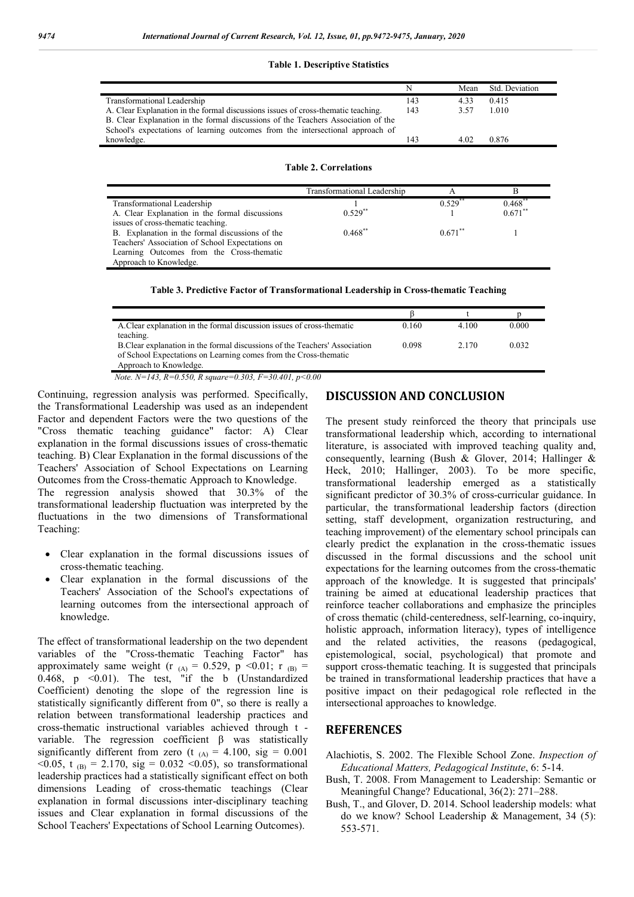**Table 1. Descriptive Statistics**

| | N | Mean | Std. Deviation |
|---|---|---|---|
| Transformational Leadership | 143 | 4.33 | 0.415 |
| A. Clear Explanation in the formal discussions issues of cross-thematic teaching. | 143 | 3.57 | 1.010 |
| B. Clear Explanation in the formal discussions of the Teachers Association of the School's expectations of learning outcomes from the intersectional approach of knowledge. | 143 | 4.02 | 0.876 |

**Table 2. Correlations**

| | Transformational Leadership | A | B |
|---|---|---|---|
| Transformational Leadership | 1 | 0.529** | 0.468** |
| A. Clear Explanation in the formal discussions issues of cross-thematic teaching. | 0.529** | 1 | 0.671** |
| B. Explanation in the formal discussions of the Teachers' Association of School Expectations on Learning Outcomes from the Cross-thematic Approach to Knowledge. | 0.468** | 0.671** | 1 |

**Table 3. Predictive Factor of Transformational Leadership in Cross-thematic Teaching**

| | β | t | p |
|---|---|---|---|
| A.Clear explanation in the formal discussion issues of cross-thematic teaching. | 0.160 | 4.100 | 0.000 |
| B.Clear explanation in the formal discussions of the Teachers' Association of School Expectations on Learning comes from the Cross-thematic Approach to Knowledge. | 0.098 | 2.170 | 0.032 |

*Note. N=143, R=0.550, R square=0.303, F=30.401, p<0.00*

Continuing, regression analysis was performed. Specifically, the Transformational Leadership was used as an independent Factor and dependent Factors were the two questions of the "Cross thematic teaching guidance" factor: A) Clear explanation in the formal discussions issues of cross-thematic teaching. B) Clear Explanation in the formal discussions of the Teachers' Association of School Expectations on Learning Outcomes from the Cross-thematic Approach to Knowledge.

The regression analysis showed that 30.3% of the transformational leadership fluctuation was interpreted by the fluctuations in the two dimensions of Transformational Teaching:

- Clear explanation in the formal discussions issues of cross-thematic teaching.
- Clear explanation in the formal discussions of the Teachers' Association of the School's expectations of learning outcomes from the intersectional approach of knowledge.

The effect of transformational leadership on the two dependent variables of the "Cross-thematic Teaching Factor" has approximately same weight ($r_{(A)} = 0.529$, $p < 0.01$; $r_{(B)} = 0.468$, $p < 0.01$). The test, "if the b (Unstandardized Coefficient) denoting the slope of the regression line is statistically significantly different from 0", so there is really a relation between transformational leadership practices and cross-thematic instructional variables achieved through t - variable. The regression coefficient β was statistically significantly different from zero ($t_{(A)} = 4.100$, sig = 0.001 <0.05, $t_{(B)} = 2.170$, sig = 0.032 <0.05), so transformational leadership practices had a statistically significant effect on both dimensions Leading of cross-thematic teachings (Clear explanation in formal discussions inter-disciplinary teaching issues and Clear explanation in formal discussions of the School Teachers' Expectations of School Learning Outcomes).

## DISCUSSION AND CONCLUSION

The present study reinforced the theory that principals use transformational leadership which, according to international literature, is associated with improved teaching quality and, consequently, learning (Bush & Glover, 2014; Hallinger & Heck, 2010; Hallinger, 2003). To be more specific, transformational leadership emerged as a statistically significant predictor of 30.3% of cross-curricular guidance. In particular, the transformational leadership factors (direction setting, staff development, organization restructuring, and teaching improvement) of the elementary school principals can clearly predict the explanation in the cross-thematic issues discussed in the formal discussions and the school unit expectations for the learning outcomes from the cross-thematic approach of the knowledge. It is suggested that principals' training be aimed at educational leadership practices that reinforce teacher collaborations and emphasize the principles of cross thematic (child-centeredness, self-learning, co-inquiry, holistic approach, information literacy), types of intelligence and the related activities, the reasons (pedagogical, epistemological, social, psychological) that promote and support cross-thematic teaching. It is suggested that principals be trained in transformational leadership practices that have a positive impact on their pedagogical role reflected in the intersectional approaches to knowledge.

## REFERENCES

Alachiotis, S. 2002. The Flexible School Zone. *Inspection of Educational Matters, Pedagogical Institute*, 6: 5-14.

Bush, T. 2008. From Management to Leadership: Semantic or Meaningful Change? Educational, 36(2): 271–288.

Bush, T., and Glover, D. 2014. School leadership models: what do we know? School Leadership & Management, 34 (5): 553-571.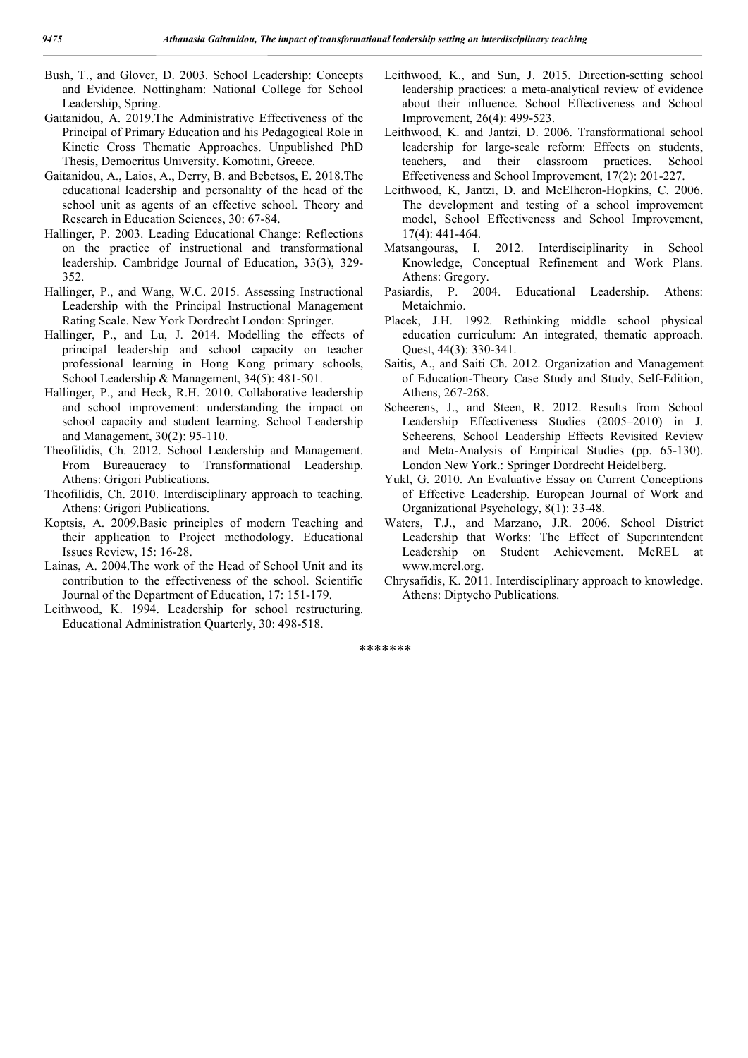Bush, T., and Glover, D. 2003. School Leadership: Concepts and Evidence. Nottingham: National College for School Leadership, Spring.

Gaitanidou, A. 2019.The Administrative Effectiveness of the Principal of Primary Education and his Pedagogical Role in Kinetic Cross Thematic Approaches. Unpublished PhD Thesis, Democritus University. Komotini, Greece.

Gaitanidou, A., Laios, A., Derry, B. and Bebetsos, E. 2018.The educational leadership and personality of the head of the school unit as agents of an effective school. Theory and Research in Education Sciences, 30: 67-84.

Hallinger, P. 2003. Leading Educational Change: Reflections on the practice of instructional and transformational leadership. Cambridge Journal of Education, 33(3), 329-352.

Hallinger, P., and Wang, W.C. 2015. Assessing Instructional Leadership with the Principal Instructional Management Rating Scale. New York Dordrecht London: Springer.

Hallinger, P., and Lu, J. 2014. Modelling the effects of principal leadership and school capacity on teacher professional learning in Hong Kong primary schools, School Leadership & Management, 34(5): 481-501.

Hallinger, P., and Heck, R.H. 2010. Collaborative leadership and school improvement: understanding the impact on school capacity and student learning. School Leadership and Management, 30(2): 95-110.

Theofilidis, Ch. 2012. School Leadership and Management. From Bureaucracy to Transformational Leadership. Athens: Grigori Publications.

Theofilidis, Ch. 2010. Interdisciplinary approach to teaching. Athens: Grigori Publications.

Koptsis, A. 2009.Basic principles of modern Teaching and their application to Project methodology. Educational Issues Review, 15: 16-28.

Lainas, A. 2004.The work of the Head of School Unit and its contribution to the effectiveness of the school. Scientific Journal of the Department of Education, 17: 151-179.

Leithwood, K. 1994. Leadership for school restructuring. Educational Administration Quarterly, 30: 498-518.

Leithwood, K., and Sun, J. 2015. Direction-setting school leadership practices: a meta-analytical review of evidence about their influence. School Effectiveness and School Improvement, 26(4): 499-523.

Leithwood, K. and Jantzi, D. 2006. Transformational school leadership for large-scale reform: Effects on students, teachers, and their classroom practices. School Effectiveness and School Improvement, 17(2): 201-227.

Leithwood, K, Jantzi, D. and McElheron-Hopkins, C. 2006. The development and testing of a school improvement model, School Effectiveness and School Improvement, 17(4): 441-464.

Matsangouras, I. 2012. Interdisciplinarity in School Knowledge, Conceptual Refinement and Work Plans. Athens: Gregory.

Pasiardis, P. 2004. Educational Leadership. Athens: Metaichmio.

Placek, J.H. 1992. Rethinking middle school physical education curriculum: An integrated, thematic approach. Quest, 44(3): 330-341.

Saitis, A., and Saiti Ch. 2012. Organization and Management of Education-Theory Case Study and Study, Self-Edition, Athens, 267-268.

Scheerens, J., and Steen, R. 2012. Results from School Leadership Effectiveness Studies (2005–2010) in J. Scheerens, School Leadership Effects Revisited Review and Meta-Analysis of Empirical Studies (pp. 65-130). London New York.: Springer Dordrecht Heidelberg.

Yukl, G. 2010. An Evaluative Essay on Current Conceptions of Effective Leadership. European Journal of Work and Organizational Psychology, 8(1): 33-48.

Waters, T.J., and Marzano, J.R. 2006. School District Leadership that Works: The Effect of Superintendent Leadership on Student Achievement. McREL at www.mcrel.org.

Chrysafidis, K. 2011. Interdisciplinary approach to knowledge. Athens: Diptycho Publications.

*******